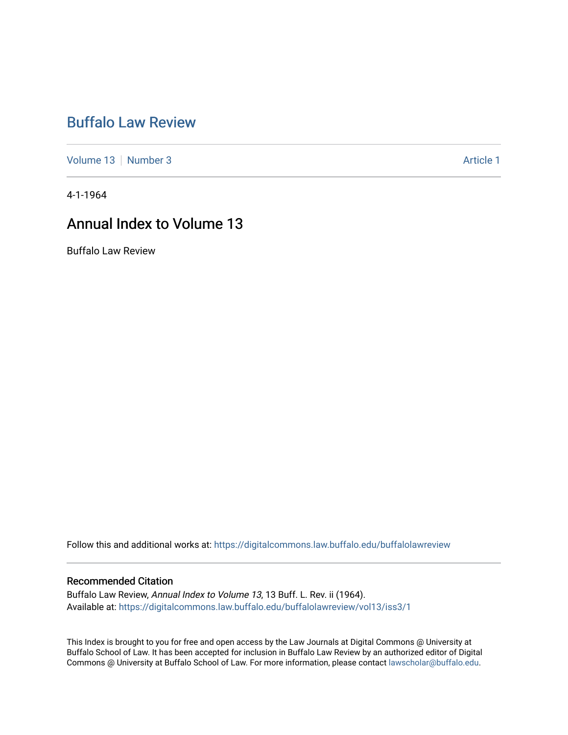# Buffalo Law Review

Volume 13 | Number 3 — Article 1

4-1-1964

## Annual Index to Volume 13

Buffalo Law Review

Follow this and additional works at: https://digitalcommons.law.buffalo.edu/buffalolawreview

### Recommended Citation

Buffalo Law Review, *Annual Index to Volume 13*, 13 Buff. L. Rev. ii (1964).
Available at: https://digitalcommons.law.buffalo.edu/buffalolawreview/vol13/iss3/1

This Index is brought to you for free and open access by the Law Journals at Digital Commons @ University at Buffalo School of Law. It has been accepted for inclusion in Buffalo Law Review by an authorized editor of Digital Commons @ University at Buffalo School of Law. For more information, please contact lawscholar@buffalo.edu.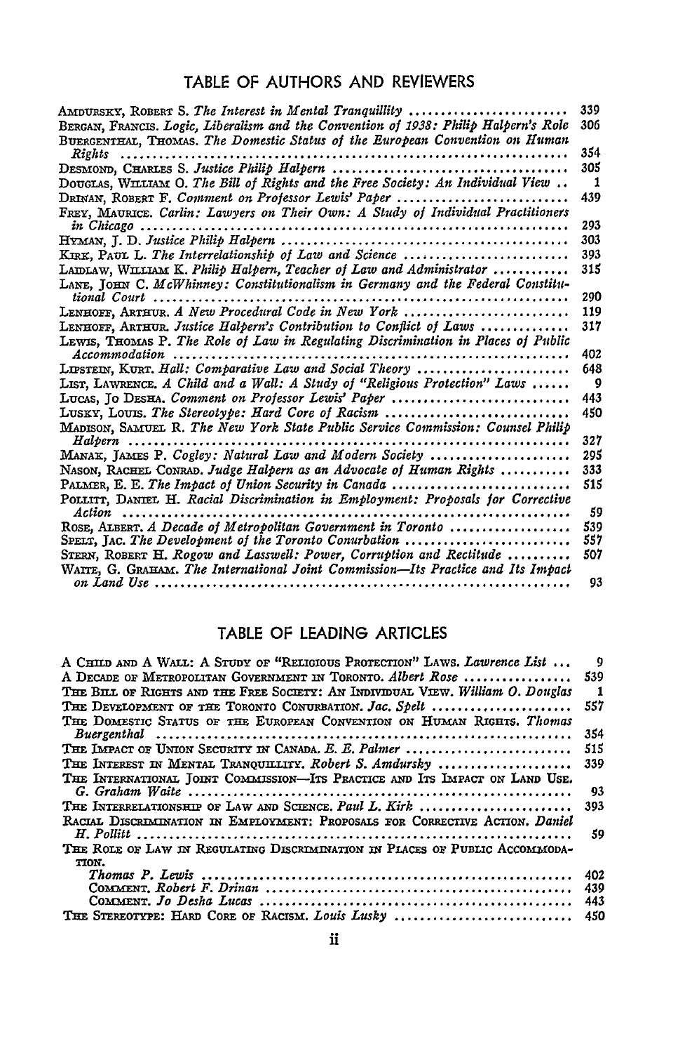## TABLE OF AUTHORS AND REVIEWERS

AMDURSKY, ROBERT S. *The Interest in Mental Tranquillity* ........................ 339
BERGAN, FRANCIS. *Logic, Liberalism and the Convention of 1938: Philip Halpern's Role* 306
BUERGENTHAL, THOMAS. *The Domestic Status of the European Convention on Human Rights* ........................ 354
DESMOND, CHARLES S. *Justice Philip Halpern* ........................ 305
DOUGLAS, WILLIAM O. *The Bill of Rights and the Free Society: An Individual View* .. 1
DRINAN, ROBERT F. *Comment on Professor Lewis' Paper* ........................ 439
FREY, MAURICE. *Carlin: Lawyers on Their Own: A Study of Individual Practitioners in Chicago* ........................ 293
HYMAN, J. D. *Justice Philip Halpern* ........................ 303
KIRK, PAUL L. *The Interrelationship of Law and Science* ........................ 393
LAIDLAW, WILLIAM K. *Philip Halpern, Teacher of Law and Administrator* ........................ 315
LANE, JOHN C. *McWhinney: Constitutionalism in Germany and the Federal Constitutional Court* ........................ 290
LENHOFF, ARTHUR. *A New Procedural Code in New York* ........................ 119
LENHOFF, ARTHUR. *Justice Halpern's Contribution to Conflict of Laws* ........................ 317
LEWIS, THOMAS P. *The Role of Law in Regulating Discrimination in Places of Public Accommodation* ........................ 402
LIPSTEIN, KURT. *Hall: Comparative Law and Social Theory* ........................ 648
LIST, LAWRENCE. *A Child and a Wall: A Study of "Religious Protection" Laws* ........ 9
LUCAS, JO DESHA. *Comment on Professor Lewis' Paper* ........................ 443
LUSKY, LOUIS. *The Stereotype: Hard Core of Racism* ........................ 450
MADISON, SAMUEL R. *The New York State Public Service Commission: Counsel Philip Halpern* ........................ 327
MANAK, JAMES P. *Cogley: Natural Law and Modern Society* ........................ 295
NASON, RACHEL CONRAD. *Judge Halpern as an Advocate of Human Rights* ........................ 333
PALMER, E. E. *The Impact of Union Security in Canada* ........................ 515
POLLITT, DANIEL H. *Racial Discrimination in Employment: Proposals for Corrective Action* ........................ 59
ROSE, ALBERT. *A Decade of Metropolitan Government in Toronto* ........................ 539
SPELT, JAC. *The Development of the Toronto Conurbation* ........................ 557
STERN, ROBERT H. *Rogow and Lasswell: Power, Corruption and Rectitude* ........................ 507
WAITE, G. GRAHAM. *The International Joint Commission—Its Practice and Its Impact on Land Use* ........................ 93

## TABLE OF LEADING ARTICLES

A CHILD AND A WALL: A STUDY OF "RELIGIOUS PROTECTION" LAWS. *Lawrence List* ... 9
A DECADE OF METROPOLITAN GOVERNMENT IN TORONTO. *Albert Rose* ........................ 539
THE BILL OF RIGHTS AND THE FREE SOCIETY: AN INDIVIDUAL VIEW. *William O. Douglas* 1
THE DEVELOPMENT OF THE TORONTO CONURBATION. *Jac. Spelt* ........................ 557
THE DOMESTIC STATUS OF THE EUROPEAN CONVENTION ON HUMAN RIGHTS. *Thomas Buergenthal* ........................ 354
THE IMPACT OF UNION SECURITY IN CANADA. *E. E. Palmer* ........................ 515
THE INTEREST IN MENTAL TRANQUILLITY. *Robert S. Amdursky* ........................ 339
THE INTERNATIONAL JOINT COMMISSION—ITS PRACTICE AND ITS IMPACT ON LAND USE. *G. Graham Waite* ........................ 93
THE INTERRELATIONSHIP OF LAW AND SCIENCE. *Paul L. Kirk* ........................ 393
RACIAL DISCRIMINATION IN EMPLOYMENT: PROPOSALS FOR CORRECTIVE ACTION. *Daniel H. Pollitt* ........................ 59
THE ROLE OF LAW IN REGULATING DISCRIMINATION IN PLACES OF PUBLIC ACCOMMODATION.
*Thomas P. Lewis* ........................ 402
COMMENT. *Robert F. Drinan* ........................ 439
COMMENT. *Jo Desha Lucas* ........................ 443
THE STEREOTYPE: HARD CORE OF RACISM. *Louis Lusky* ........................ 450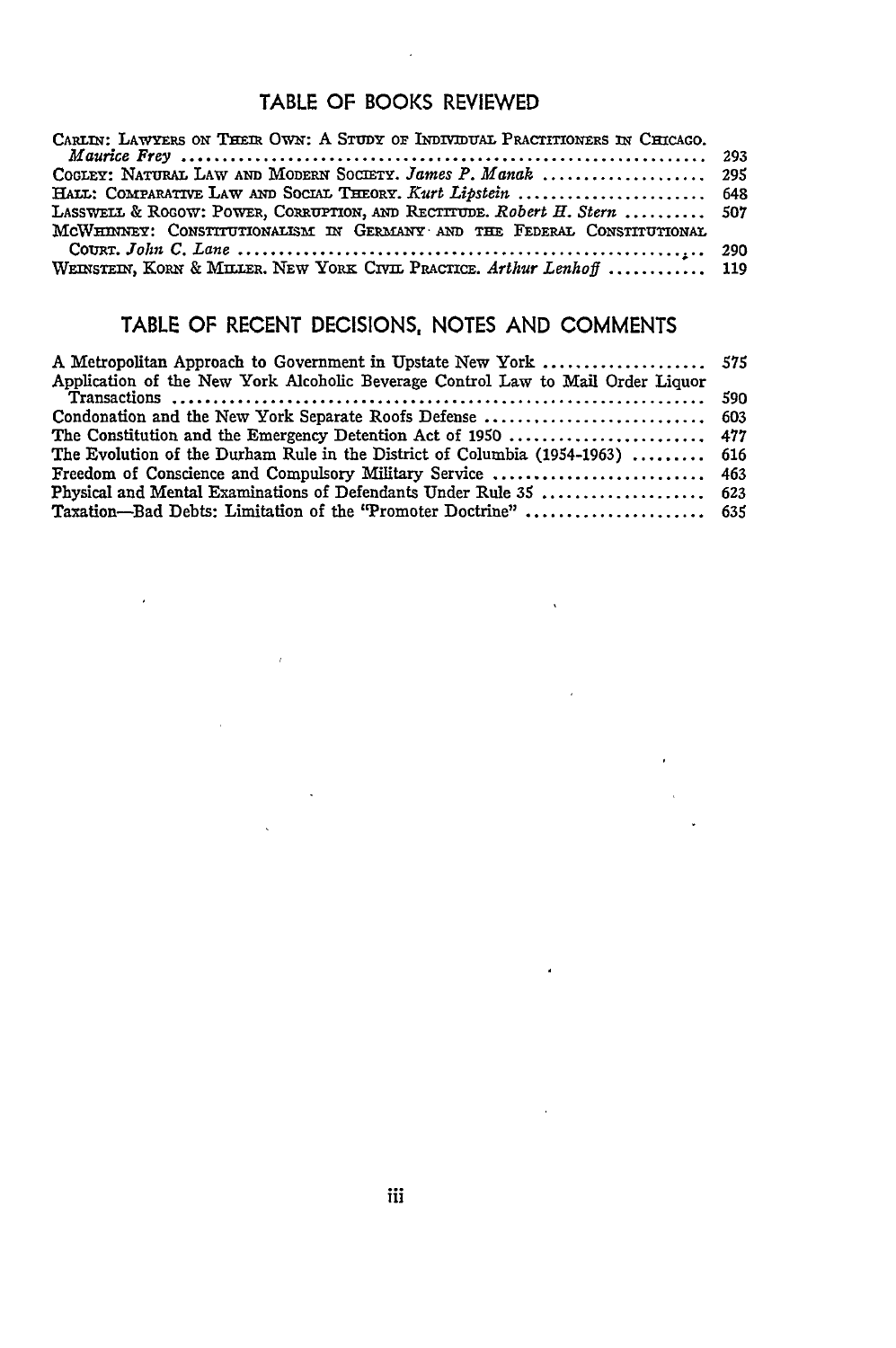## TABLE OF BOOKS REVIEWED

CARLIN: LAWYERS ON THEIR OWN: A STUDY OF INDIVIDUAL PRACTITIONERS IN CHICAGO. *Maurice Frey* ........ 293

COGLEY: NATURAL LAW AND MODERN SOCIETY. *James P. Manak* ........ 295

HALL: COMPARATIVE LAW AND SOCIAL THEORY. *Kurt Lipstein* ........ 648

LASSWELL & ROGOW: POWER, CORRUPTION, AND RECTITUDE. *Robert H. Stern* ........ 507

MCWHINNEY: CONSTITUTIONALISM IN GERMANY AND THE FEDERAL CONSTITUTIONAL COURT. *John C. Lane* ........ 290

WEINSTEIN, KORN & MILLER. NEW YORK CIVIL PRACTICE. *Arthur Lenhoff* ........ 119

## TABLE OF RECENT DECISIONS, NOTES AND COMMENTS

A Metropolitan Approach to Government in Upstate New York ........ 575

Application of the New York Alcoholic Beverage Control Law to Mail Order Liquor Transactions ........ 590

Condonation and the New York Separate Roofs Defense ........ 603

The Constitution and the Emergency Detention Act of 1950 ........ 477

The Evolution of the Durham Rule in the District of Columbia (1954-1963) ........ 616

Freedom of Conscience and Compulsory Military Service ........ 463

Physical and Mental Examinations of Defendants Under Rule 35 ........ 623

Taxation—Bad Debts: Limitation of the "Promoter Doctrine" ........ 635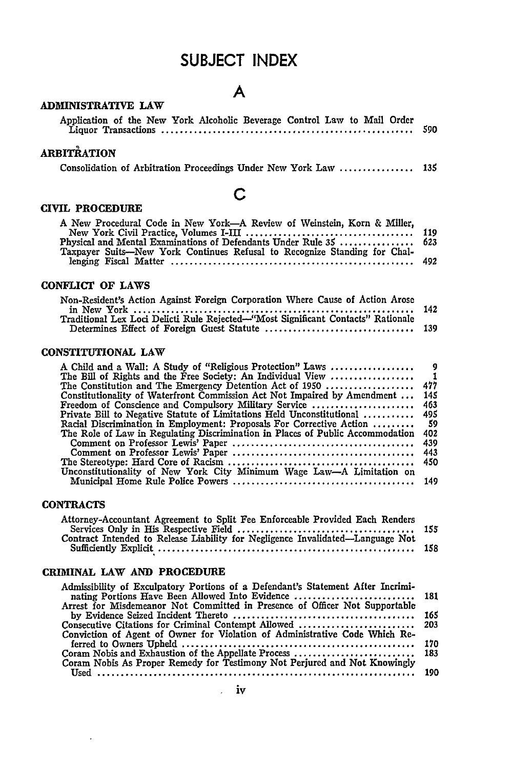# SUBJECT INDEX

## A

### ADMINISTRATIVE LAW

Application of the New York Alcoholic Beverage Control Law to Mail Order Liquor Transactions ..... 590

### ARBITRATION

Consolidation of Arbitration Proceedings Under New York Law ..... 135

## C

### CIVIL PROCEDURE

A New Procedural Code in New York—A Review of Weinstein, Korn & Miller, New York Civil Practice, Volumes I-III ..... 119
Physical and Mental Examinations of Defendants Under Rule 35 ..... 623
Taxpayer Suits—New York Continues Refusal to Recognize Standing for Challenging Fiscal Matter ..... 492

### CONFLICT OF LAWS

Non-Resident's Action Against Foreign Corporation Where Cause of Action Arose in New York ..... 142
Traditional Lex Loci Delicti Rule Rejected—"Most Significant Contacts" Rationale Determines Effect of Foreign Guest Statute ..... 139

### CONSTITUTIONAL LAW

A Child and a Wall: A Study of "Religious Protection" Laws ..... 9
The Bill of Rights and the Free Society: An Individual View ..... 1
The Constitution and The Emergency Detention Act of 1950 ..... 477
Constitutionality of Waterfront Commission Act Not Impaired by Amendment ..... 145
Freedom of Conscience and Compulsory Military Service ..... 463
Private Bill to Negative Statute of Limitations Held Unconstitutional ..... 495
Racial Discrimination in Employment: Proposals For Corrective Action ..... 59
The Role of Law in Regulating Discrimination in Places of Public Accommodation ..... 402
Comment on Professor Lewis' Paper ..... 439
Comment on Professor Lewis' Paper ..... 443
The Stereotype: Hard Core of Racism ..... 450
Unconstitutionality of New York City Minimum Wage Law—A Limitation on Municipal Home Rule Police Powers ..... 149

### CONTRACTS

Attorney-Accountant Agreement to Split Fee Enforceable Provided Each Renders Services Only in His Respective Field ..... 155
Contract Intended to Release Liability for Negligence Invalidated—Language Not Sufficiently Explicit ..... 158

### CRIMINAL LAW AND PROCEDURE

Admissibility of Exculpatory Portions of a Defendant's Statement After Incriminating Portions Have Been Allowed Into Evidence ..... 181
Arrest for Misdemeanor Not Committed in Presence of Officer Not Supportable by Evidence Seized Incident Thereto ..... 165
Consecutive Citations for Criminal Contempt Allowed ..... 203
Conviction of Agent of Owner for Violation of Administrative Code Which Referred to Owners Upheld ..... 170
Coram Nobis and Exhaustion of the Appellate Process ..... 183
Coram Nobis As Proper Remedy for Testimony Not Perjured and Not Knowingly Used ..... 190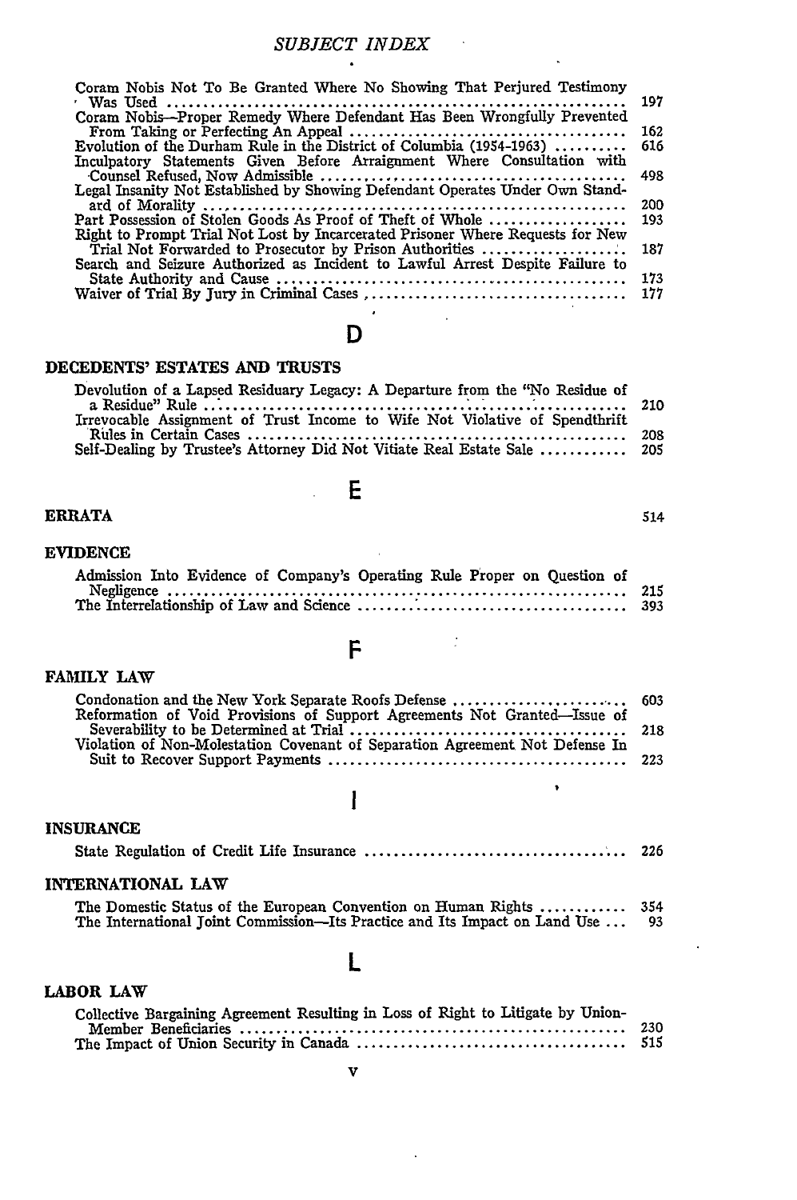Coram Nobis Not To Be Granted Where No Showing That Perjured Testimony Was Used ........ 197
Coram Nobis—Proper Remedy Where Defendant Has Been Wrongfully Prevented From Taking or Perfecting An Appeal ........ 162
Evolution of the Durham Rule in the District of Columbia (1954-1963) ........ 616
Inculpatory Statements Given Before Arraignment Where Consultation with Counsel Refused, Now Admissible ........ 498
Legal Insanity Not Established by Showing Defendant Operates Under Own Standard of Morality ........ 200
Part Possession of Stolen Goods As Proof of Theft of Whole ........ 193
Right to Prompt Trial Not Lost by Incarcerated Prisoner Where Requests for New Trial Not Forwarded to Prosecutor by Prison Authorities ........ 187
Search and Seizure Authorized as Incident to Lawful Arrest Despite Failure to State Authority and Cause ........ 173
Waiver of Trial By Jury in Criminal Cases ........ 177

# D

## DECEDENTS' ESTATES AND TRUSTS

Devolution of a Lapsed Residuary Legacy: A Departure from the "No Residue of a Residue" Rule ........ 210
Irrevocable Assignment of Trust Income to Wife Not Violative of Spendthrift Rules in Certain Cases ........ 208
Self-Dealing by Trustee's Attorney Did Not Vitiate Real Estate Sale ........ 205

# E

## ERRATA ........ 514

## EVIDENCE

Admission Into Evidence of Company's Operating Rule Proper on Question of Negligence ........ 215
The Interrelationship of Law and Science ........ 393

# F

## FAMILY LAW

Condonation and the New York Separate Roofs Defense ........ 603
Reformation of Void Provisions of Support Agreements Not Granted—Issue of Severability to be Determined at Trial ........ 218
Violation of Non-Molestation Covenant of Separation Agreement Not Defense In Suit to Recover Support Payments ........ 223

# I

## INSURANCE

State Regulation of Credit Life Insurance ........ 226

## INTERNATIONAL LAW

The Domestic Status of the European Convention on Human Rights ........ 354
The International Joint Commission—Its Practice and Its Impact on Land Use ... 93

# L

## LABOR LAW

Collective Bargaining Agreement Resulting in Loss of Right to Litigate by Union-Member Beneficiaries ........ 230
The Impact of Union Security in Canada ........ 515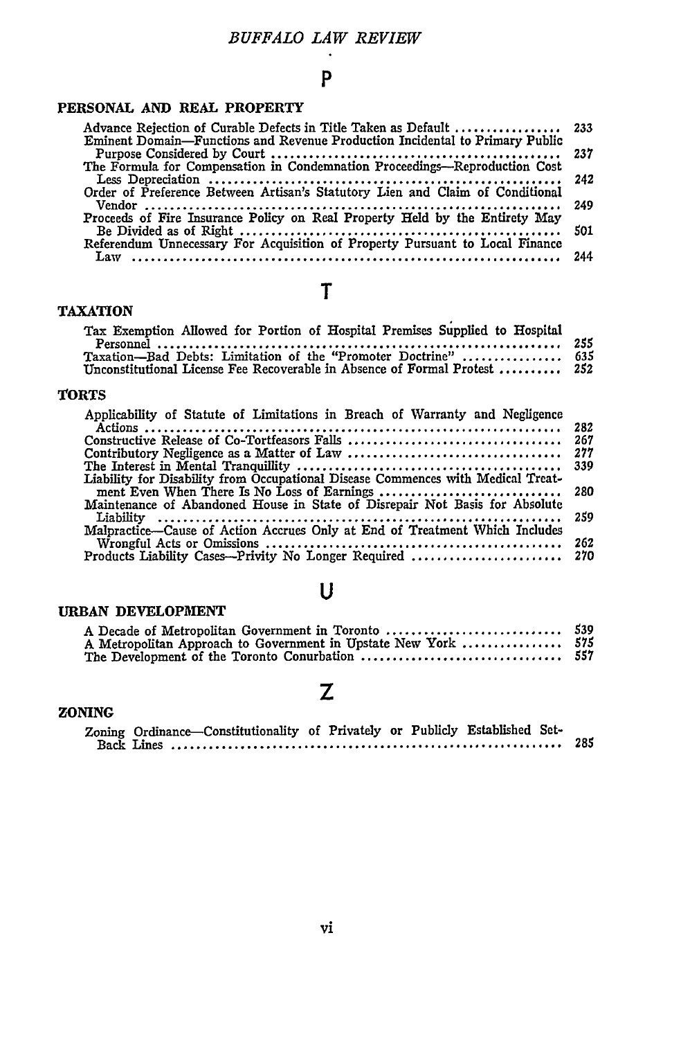## P

### PERSONAL AND REAL PROPERTY

- Advance Rejection of Curable Defects in Title Taken as Default ................ 233
- Eminent Domain—Functions and Revenue Production Incidental to Primary Public Purpose Considered by Court ................ 237
- The Formula for Compensation in Condemnation Proceedings—Reproduction Cost Less Depreciation ................ 242
- Order of Preference Between Artisan's Statutory Lien and Claim of Conditional Vendor ................ 249
- Proceeds of Fire Insurance Policy on Real Property Held by the Entirety May Be Divided as of Right ................ 501
- Referendum Unnecessary For Acquisition of Property Pursuant to Local Finance Law ................ 244

## T

### TAXATION

- Tax Exemption Allowed for Portion of Hospital Premises Supplied to Hospital Personnel ................ 255
- Taxation—Bad Debts: Limitation of the "Promoter Doctrine" ................ 635
- Unconstitutional License Fee Recoverable in Absence of Formal Protest ................ 252

### TORTS

- Applicability of Statute of Limitations in Breach of Warranty and Negligence Actions ................ 282
- Constructive Release of Co-Tortfeasors Fails ................ 267
- Contributory Negligence as a Matter of Law ................ 277
- The Interest in Mental Tranquillity ................ 339
- Liability for Disability from Occupational Disease Commences with Medical Treatment Even When There Is No Loss of Earnings ................ 280
- Maintenance of Abandoned House in State of Disrepair Not Basis for Absolute Liability ................ 259
- Malpractice—Cause of Action Accrues Only at End of Treatment Which Includes Wrongful Acts or Omissions ................ 262
- Products Liability Cases—Privity No Longer Required ................ 270

## U

### URBAN DEVELOPMENT

- A Decade of Metropolitan Government in Toronto ................ 539
- A Metropolitan Approach to Government in Upstate New York ................ 575
- The Development of the Toronto Conurbation ................ 557

## Z

### ZONING

- Zoning Ordinance—Constitutionality of Privately or Publicly Established Set-Back Lines ................ 285